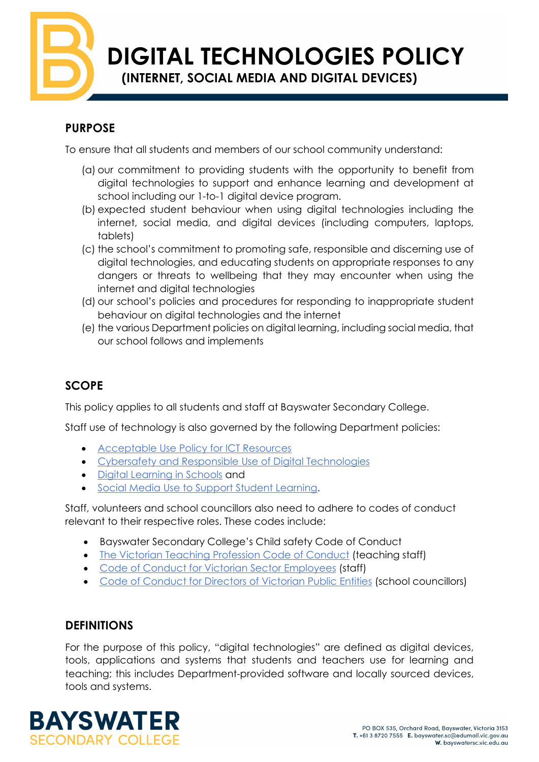# DIGITAL TECHNOLOGIES POLICY

## (INTERNET, SOCIAL MEDIA AND DIGITAL DEVICES)

## PURPOSE

To ensure that all students and members of our school community understand:

(a) our commitment to providing students with the opportunity to benefit from digital technologies to support and enhance learning and development at school including our 1-to-1 digital device program.

(b) expected student behaviour when using digital technologies including the internet, social media, and digital devices (including computers, laptops, tablets)

(c) the school's commitment to promoting safe, responsible and discerning use of digital technologies, and educating students on appropriate responses to any dangers or threats to wellbeing that they may encounter when using the internet and digital technologies

(d) our school's policies and procedures for responding to inappropriate student behaviour on digital technologies and the internet

(e) the various Department policies on digital learning, including social media, that our school follows and implements

## SCOPE

This policy applies to all students and staff at Bayswater Secondary College.

Staff use of technology is also governed by the following Department policies:

- Acceptable Use Policy for ICT Resources
- Cybersafety and Responsible Use of Digital Technologies
- Digital Learning in Schools and
- Social Media Use to Support Student Learning.

Staff, volunteers and school councillors also need to adhere to codes of conduct relevant to their respective roles. These codes include:

- Bayswater Secondary College's Child safety Code of Conduct
- The Victorian Teaching Profession Code of Conduct (teaching staff)
- Code of Conduct for Victorian Sector Employees (staff)
- Code of Conduct for Directors of Victorian Public Entities (school councillors)

## DEFINITIONS

For the purpose of this policy, "digital technologies" are defined as digital devices, tools, applications and systems that students and teachers use for learning and teaching; this includes Department-provided software and locally sourced devices, tools and systems.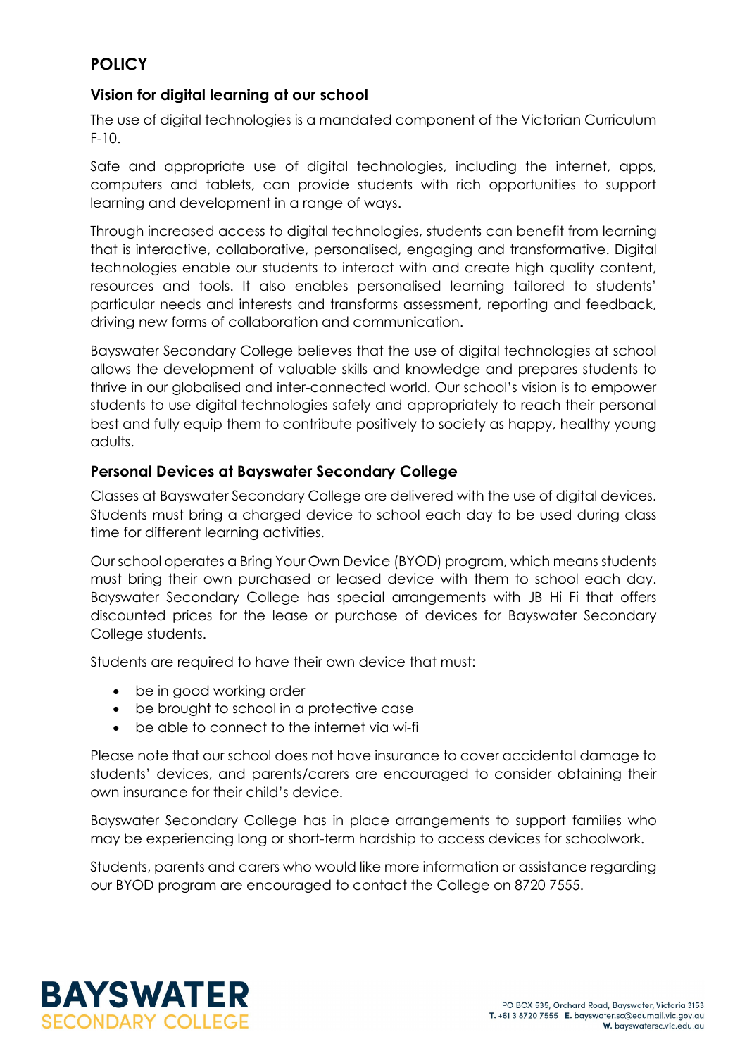## POLICY

### Vision for digital learning at our school

The use of digital technologies is a mandated component of the Victorian Curriculum F-10.

Safe and appropriate use of digital technologies, including the internet, apps, computers and tablets, can provide students with rich opportunities to support learning and development in a range of ways.

Through increased access to digital technologies, students can benefit from learning that is interactive, collaborative, personalised, engaging and transformative. Digital technologies enable our students to interact with and create high quality content, resources and tools. It also enables personalised learning tailored to students' particular needs and interests and transforms assessment, reporting and feedback, driving new forms of collaboration and communication.

Bayswater Secondary College believes that the use of digital technologies at school allows the development of valuable skills and knowledge and prepares students to thrive in our globalised and inter-connected world. Our school's vision is to empower students to use digital technologies safely and appropriately to reach their personal best and fully equip them to contribute positively to society as happy, healthy young adults.

### Personal Devices at Bayswater Secondary College

Classes at Bayswater Secondary College are delivered with the use of digital devices. Students must bring a charged device to school each day to be used during class time for different learning activities.

Our school operates a Bring Your Own Device (BYOD) program, which means students must bring their own purchased or leased device with them to school each day. Bayswater Secondary College has special arrangements with JB Hi Fi that offers discounted prices for the lease or purchase of devices for Bayswater Secondary College students.

Students are required to have their own device that must:

- be in good working order
- be brought to school in a protective case
- be able to connect to the internet via wi-fi

Please note that our school does not have insurance to cover accidental damage to students' devices, and parents/carers are encouraged to consider obtaining their own insurance for their child's device.

Bayswater Secondary College has in place arrangements to support families who may be experiencing long or short-term hardship to access devices for schoolwork.

Students, parents and carers who would like more information or assistance regarding our BYOD program are encouraged to contact the College on 8720 7555.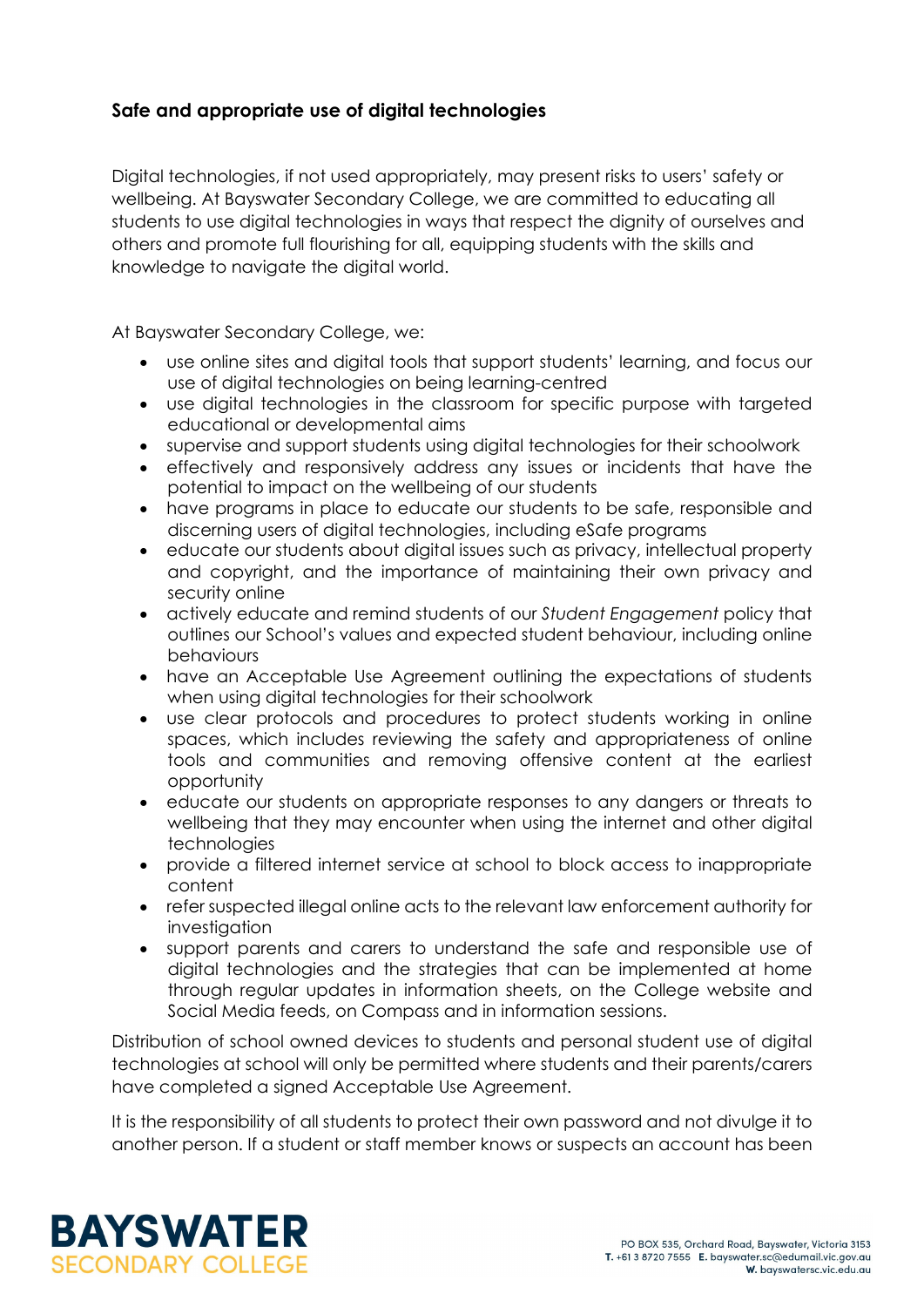## **Safe and appropriate use of digital technologies**

Digital technologies, if not used appropriately, may present risks to users' safety or wellbeing. At Bayswater Secondary College, we are committed to educating all students to use digital technologies in ways that respect the dignity of ourselves and others and promote full flourishing for all, equipping students with the skills and knowledge to navigate the digital world.

At Bayswater Secondary College, we:

- use online sites and digital tools that support students' learning, and focus our use of digital technologies on being learning-centred
- use digital technologies in the classroom for specific purpose with targeted educational or developmental aims
- supervise and support students using digital technologies for their schoolwork
- effectively and responsively address any issues or incidents that have the potential to impact on the wellbeing of our students
- have programs in place to educate our students to be safe, responsible and discerning users of digital technologies, including eSafe programs
- educate our students about digital issues such as privacy, intellectual property and copyright, and the importance of maintaining their own privacy and security online
- actively educate and remind students of our *Student Engagement* policy that outlines our School's values and expected student behaviour, including online behaviours
- have an Acceptable Use Agreement outlining the expectations of students when using digital technologies for their schoolwork
- use clear protocols and procedures to protect students working in online spaces, which includes reviewing the safety and appropriateness of online tools and communities and removing offensive content at the earliest opportunity
- educate our students on appropriate responses to any dangers or threats to wellbeing that they may encounter when using the internet and other digital technologies
- provide a filtered internet service at school to block access to inappropriate content
- refer suspected illegal online acts to the relevant law enforcement authority for investigation
- support parents and carers to understand the safe and responsible use of digital technologies and the strategies that can be implemented at home through regular updates in information sheets, on the College website and Social Media feeds, on Compass and in information sessions.

Distribution of school owned devices to students and personal student use of digital technologies at school will only be permitted where students and their parents/carers have completed a signed Acceptable Use Agreement.

It is the responsibility of all students to protect their own password and not divulge it to another person. If a student or staff member knows or suspects an account has been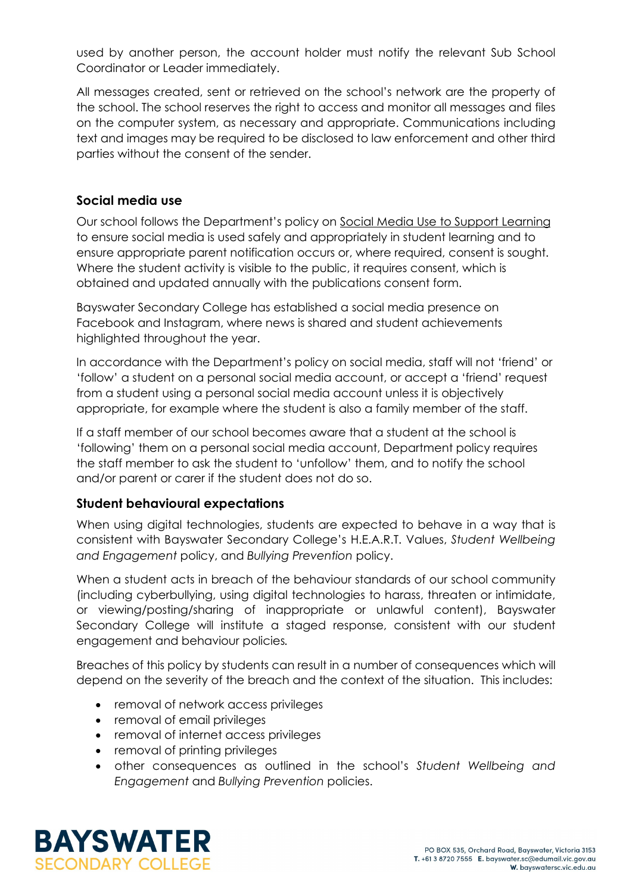used by another person, the account holder must notify the relevant Sub School Coordinator or Leader immediately.

All messages created, sent or retrieved on the school's network are the property of the school. The school reserves the right to access and monitor all messages and files on the computer system, as necessary and appropriate. Communications including text and images may be required to be disclosed to law enforcement and other third parties without the consent of the sender.

## Social media use

Our school follows the Department's policy on Social Media Use to Support Learning to ensure social media is used safely and appropriately in student learning and to ensure appropriate parent notification occurs or, where required, consent is sought. Where the student activity is visible to the public, it requires consent, which is obtained and updated annually with the publications consent form.

Bayswater Secondary College has established a social media presence on Facebook and Instagram, where news is shared and student achievements highlighted throughout the year.

In accordance with the Department's policy on social media, staff will not 'friend' or 'follow' a student on a personal social media account, or accept a 'friend' request from a student using a personal social media account unless it is objectively appropriate, for example where the student is also a family member of the staff.

If a staff member of our school becomes aware that a student at the school is 'following' them on a personal social media account, Department policy requires the staff member to ask the student to 'unfollow' them, and to notify the school and/or parent or carer if the student does not do so.

## Student behavioural expectations

When using digital technologies, students are expected to behave in a way that is consistent with Bayswater Secondary College's H.E.A.R.T. Values, *Student Wellbeing and Engagement* policy, and *Bullying Prevention* policy.

When a student acts in breach of the behaviour standards of our school community (including cyberbullying, using digital technologies to harass, threaten or intimidate, or viewing/posting/sharing of inappropriate or unlawful content), Bayswater Secondary College will institute a staged response, consistent with our student engagement and behaviour policies.

Breaches of this policy by students can result in a number of consequences which will depend on the severity of the breach and the context of the situation. This includes:

- removal of network access privileges
- removal of email privileges
- removal of internet access privileges
- removal of printing privileges
- other consequences as outlined in the school's *Student Wellbeing and Engagement* and *Bullying Prevention* policies.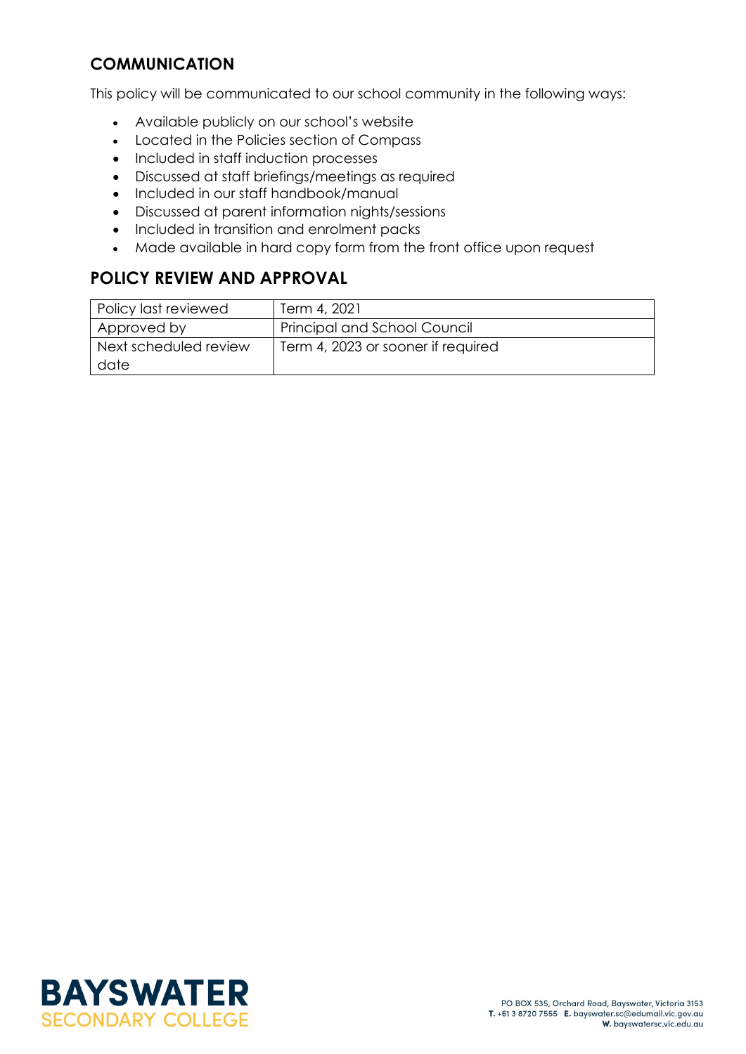## COMMUNICATION

This policy will be communicated to our school community in the following ways:

- Available publicly on our school's website
- Located in the Policies section of Compass
- Included in staff induction processes
- Discussed at staff briefings/meetings as required
- Included in our staff handbook/manual
- Discussed at parent information nights/sessions
- Included in transition and enrolment packs
- Made available in hard copy form from the front office upon request

## POLICY REVIEW AND APPROVAL

| Policy last reviewed | Term 4, 2021 |
|---|---|
| Approved by | Principal and School Council |
| Next scheduled review date | Term 4, 2023 or sooner if required |